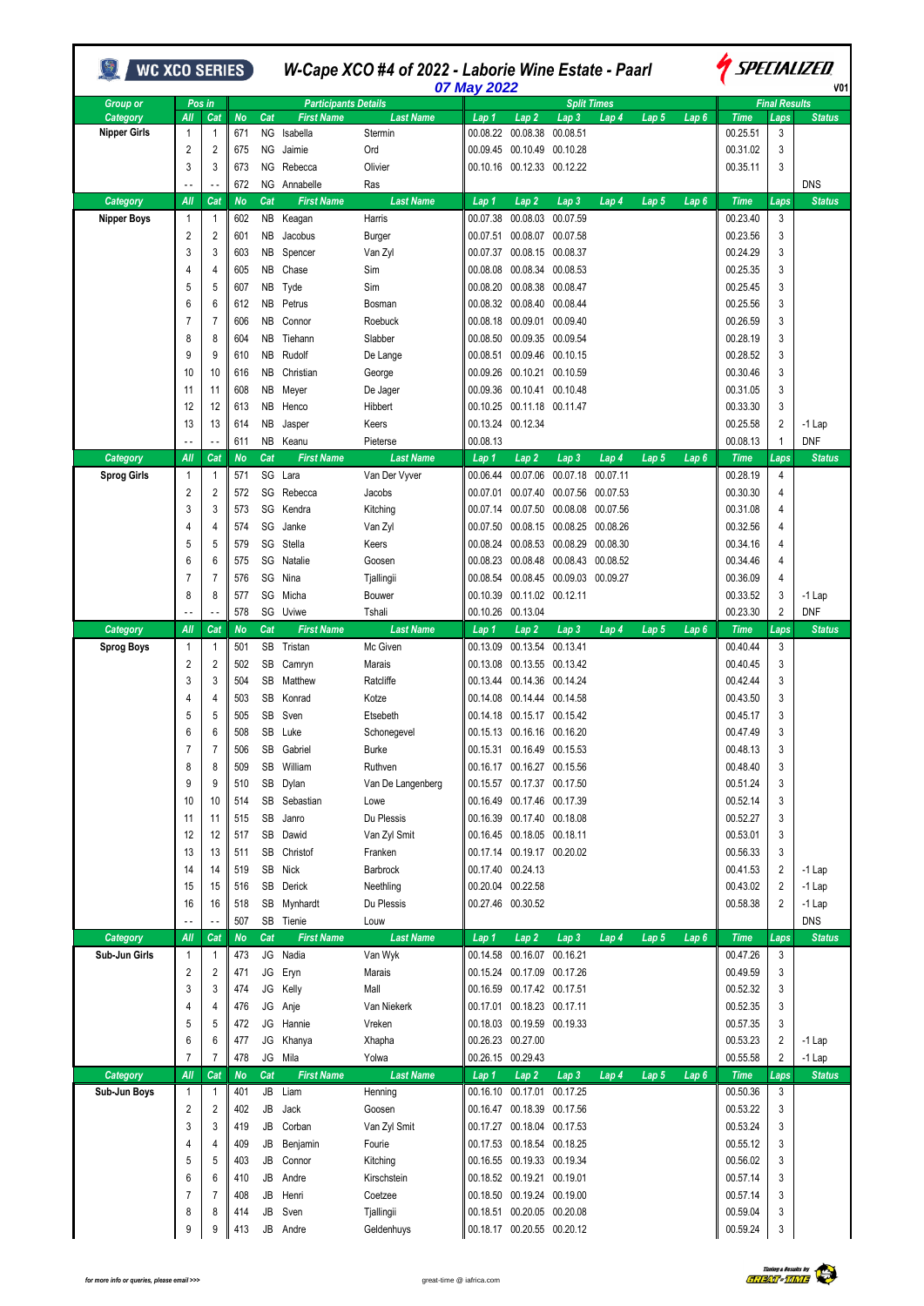# W-Cape XCO #4 of 2022 - Laborie Wine Estate - Paarl

**07 May 2022**

WC XCO SERIES — SPECIALIZED — V01

| Group or Category | Pos in All | Pos in Cat | No | Cat | First Name | Last Name | Lap 1 | Lap 2 | Lap 3 | Lap 4 | Lap 5 | Lap 6 | Time | Laps | Status |
|---|---|---|---|---|---|---|---|---|---|---|---|---|---|---|---|
| Nipper Girls | 1 | 1 | 671 | NG | Isabella | Stermin | 00.08.22 | 00.08.38 | 00.08.51 | | | | 00.25.51 | 3 | |
| | 2 | 2 | 675 | NG | Jaimie | Ord | 00.09.45 | 00.10.49 | 00.10.28 | | | | 00.31.02 | 3 | |
| | 3 | 3 | 673 | NG | Rebecca | Olivier | 00.10.16 | 00.12.33 | 00.12.22 | | | | 00.35.11 | 3 | |
| | - - | - - | 672 | NG | Annabelle | Ras | | | | | | | | | DNS |
| **Category** | **All** | **Cat** | **No** | **Cat** | **First Name** | **Last Name** | **Lap 1** | **Lap 2** | **Lap 3** | **Lap 4** | **Lap 5** | **Lap 6** | **Time** | **Laps** | **Status** |
| Nipper Boys | 1 | 1 | 602 | NB | Keagan | Harris | 00.07.38 | 00.08.03 | 00.07.59 | | | | 00.23.40 | 3 | |
| | 2 | 2 | 601 | NB | Jacobus | Burger | 00.07.51 | 00.08.07 | 00.07.58 | | | | 00.23.56 | 3 | |
| | 3 | 3 | 603 | NB | Spencer | Van Zyl | 00.07.37 | 00.08.15 | 00.08.37 | | | | 00.24.29 | 3 | |
| | 4 | 4 | 605 | NB | Chase | Sim | 00.08.08 | 00.08.34 | 00.08.53 | | | | 00.25.35 | 3 | |
| | 5 | 5 | 607 | NB | Tyde | Sim | 00.08.20 | 00.08.38 | 00.08.47 | | | | 00.25.45 | 3 | |
| | 6 | 6 | 612 | NB | Petrus | Bosman | 00.08.32 | 00.08.40 | 00.08.44 | | | | 00.25.56 | 3 | |
| | 7 | 7 | 606 | NB | Connor | Roebuck | 00.08.18 | 00.09.01 | 00.09.40 | | | | 00.26.59 | 3 | |
| | 8 | 8 | 604 | NB | Tiehann | Slabber | 00.08.50 | 00.09.35 | 00.09.54 | | | | 00.28.19 | 3 | |
| | 9 | 9 | 610 | NB | Rudolf | De Lange | 00.08.51 | 00.09.46 | 00.10.15 | | | | 00.28.52 | 3 | |
| | 10 | 10 | 616 | NB | Christian | George | 00.09.26 | 00.10.21 | 00.10.59 | | | | 00.30.46 | 3 | |
| | 11 | 11 | 608 | NB | Meyer | De Jager | 00.09.36 | 00.10.41 | 00.10.48 | | | | 00.31.05 | 3 | |
| | 12 | 12 | 613 | NB | Henco | Hibbert | 00.10.25 | 00.11.18 | 00.11.47 | | | | 00.33.30 | 3 | |
| | 13 | 13 | 614 | NB | Jasper | Keers | 00.13.24 | 00.12.34 | | | | | 00.25.58 | 2 | -1 Lap |
| | - - | - - | 611 | NB | Keanu | Pieterse | 00.08.13 | | | | | | 00.08.13 | 1 | DNF |
| **Category** | **All** | **Cat** | **No** | **Cat** | **First Name** | **Last Name** | **Lap 1** | **Lap 2** | **Lap 3** | **Lap 4** | **Lap 5** | **Lap 6** | **Time** | **Laps** | **Status** |
| Sprog Girls | 1 | 1 | 571 | SG | Lara | Van Der Vyver | 00.06.44 | 00.07.06 | 00.07.18 | 00.07.11 | | | 00.28.19 | 4 | |
| | 2 | 2 | 572 | SG | Rebecca | Jacobs | 00.07.01 | 00.07.40 | 00.07.56 | 00.07.53 | | | 00.30.30 | 4 | |
| | 3 | 3 | 573 | SG | Kendra | Kitching | 00.07.14 | 00.07.50 | 00.08.08 | 00.07.56 | | | 00.31.08 | 4 | |
| | 4 | 4 | 574 | SG | Janke | Van Zyl | 00.07.50 | 00.08.15 | 00.08.25 | 00.08.26 | | | 00.32.56 | 4 | |
| | 5 | 5 | 579 | SG | Stella | Keers | 00.08.24 | 00.08.53 | 00.08.29 | 00.08.30 | | | 00.34.16 | 4 | |
| | 6 | 6 | 575 | SG | Natalie | Goosen | 00.08.23 | 00.08.48 | 00.08.43 | 00.08.52 | | | 00.34.46 | 4 | |
| | 7 | 7 | 576 | SG | Nina | Tjallingii | 00.08.54 | 00.08.45 | 00.09.03 | 00.09.27 | | | 00.36.09 | 4 | |
| | 8 | 8 | 577 | SG | Micha | Bouwer | 00.10.39 | 00.11.02 | 00.12.11 | | | | 00.33.52 | 3 | -1 Lap |
| | - - | - - | 578 | SG | Uviwe | Tshali | 00.10.26 | 00.13.04 | | | | | 00.23.30 | 2 | DNF |
| **Category** | **All** | **Cat** | **No** | **Cat** | **First Name** | **Last Name** | **Lap 1** | **Lap 2** | **Lap 3** | **Lap 4** | **Lap 5** | **Lap 6** | **Time** | **Laps** | **Status** |
| Sprog Boys | 1 | 1 | 501 | SB | Tristan | Mc Given | 00.13.09 | 00.13.54 | 00.13.41 | | | | 00.40.44 | 3 | |
| | 2 | 2 | 502 | SB | Camryn | Marais | 00.13.08 | 00.13.55 | 00.13.42 | | | | 00.40.45 | 3 | |
| | 3 | 3 | 504 | SB | Matthew | Ratcliffe | 00.13.44 | 00.14.36 | 00.14.24 | | | | 00.42.44 | 3 | |
| | 4 | 4 | 503 | SB | Konrad | Kotze | 00.14.08 | 00.14.44 | 00.14.58 | | | | 00.43.50 | 3 | |
| | 5 | 5 | 505 | SB | Sven | Etsebeth | 00.14.18 | 00.15.17 | 00.15.42 | | | | 00.45.17 | 3 | |
| | 6 | 6 | 508 | SB | Luke | Schonegevel | 00.15.13 | 00.16.16 | 00.16.20 | | | | 00.47.49 | 3 | |
| | 7 | 7 | 506 | SB | Gabriel | Burke | 00.15.31 | 00.16.49 | 00.15.53 | | | | 00.48.13 | 3 | |
| | 8 | 8 | 509 | SB | William | Ruthven | 00.16.17 | 00.16.27 | 00.15.56 | | | | 00.48.40 | 3 | |
| | 9 | 9 | 510 | SB | Dylan | Van De Langenberg | 00.15.57 | 00.17.37 | 00.17.50 | | | | 00.51.24 | 3 | |
| | 10 | 10 | 514 | SB | Sebastian | Lowe | 00.16.49 | 00.17.46 | 00.17.39 | | | | 00.52.14 | 3 | |
| | 11 | 11 | 515 | SB | Janro | Du Plessis | 00.16.39 | 00.17.40 | 00.18.08 | | | | 00.52.27 | 3 | |
| | 12 | 12 | 517 | SB | Dawid | Van Zyl Smit | 00.16.45 | 00.18.05 | 00.18.11 | | | | 00.53.01 | 3 | |
| | 13 | 13 | 511 | SB | Christof | Franken | 00.17.14 | 00.19.17 | 00.20.02 | | | | 00.56.33 | 3 | |
| | 14 | 14 | 519 | SB | Nick | Barbrock | 00.17.40 | 00.24.13 | | | | | 00.41.53 | 2 | -1 Lap |
| | 15 | 15 | 516 | SB | Derick | Neethling | 00.20.04 | 00.22.58 | | | | | 00.43.02 | 2 | -1 Lap |
| | 16 | 16 | 518 | SB | Mynhardt | Du Plessis | 00.27.46 | 00.30.52 | | | | | 00.58.38 | 2 | -1 Lap |
| | - - | - - | 507 | SB | Tienie | Louw | | | | | | | | | DNS |
| **Category** | **All** | **Cat** | **No** | **Cat** | **First Name** | **Last Name** | **Lap 1** | **Lap 2** | **Lap 3** | **Lap 4** | **Lap 5** | **Lap 6** | **Time** | **Laps** | **Status** |
| Sub-Jun Girls | 1 | 1 | 473 | JG | Nadia | Van Wyk | 00.14.58 | 00.16.07 | 00.16.21 | | | | 00.47.26 | 3 | |
| | 2 | 2 | 471 | JG | Eryn | Marais | 00.15.24 | 00.17.09 | 00.17.26 | | | | 00.49.59 | 3 | |
| | 3 | 3 | 474 | JG | Kelly | Mall | 00.16.59 | 00.17.42 | 00.17.51 | | | | 00.52.32 | 3 | |
| | 4 | 4 | 476 | JG | Anje | Van Niekerk | 00.17.01 | 00.18.23 | 00.17.11 | | | | 00.52.35 | 3 | |
| | 5 | 5 | 472 | JG | Hannie | Vreken | 00.18.03 | 00.19.59 | 00.19.33 | | | | 00.57.35 | 3 | |
| | 6 | 6 | 477 | JG | Khanya | Xhapha | 00.26.23 | 00.27.00 | | | | | 00.53.23 | 2 | -1 Lap |
| | 7 | 7 | 478 | JG | Mila | Yolwa | 00.26.15 | 00.29.43 | | | | | 00.55.58 | 2 | -1 Lap |
| **Category** | **All** | **Cat** | **No** | **Cat** | **First Name** | **Last Name** | **Lap 1** | **Lap 2** | **Lap 3** | **Lap 4** | **Lap 5** | **Lap 6** | **Time** | **Laps** | **Status** |
| Sub-Jun Boys | 1 | 1 | 401 | JB | Liam | Henning | 00.16.10 | 00.17.01 | 00.17.25 | | | | 00.50.36 | 3 | |
| | 2 | 2 | 402 | JB | Jack | Goosen | 00.16.47 | 00.18.39 | 00.17.56 | | | | 00.53.22 | 3 | |
| | 3 | 3 | 419 | JB | Corban | Van Zyl Smit | 00.17.27 | 00.18.04 | 00.17.53 | | | | 00.53.24 | 3 | |
| | 4 | 4 | 409 | JB | Benjamin | Fourie | 00.17.53 | 00.18.54 | 00.18.25 | | | | 00.55.12 | 3 | |
| | 5 | 5 | 403 | JB | Connor | Kitching | 00.16.55 | 00.19.33 | 00.19.34 | | | | 00.56.02 | 3 | |
| | 6 | 6 | 410 | JB | Andre | Kirschstein | 00.18.52 | 00.19.21 | 00.19.01 | | | | 00.57.14 | 3 | |
| | 7 | 7 | 408 | JB | Henri | Coetzee | 00.18.50 | 00.19.24 | 00.19.00 | | | | 00.57.14 | 3 | |
| | 8 | 8 | 414 | JB | Sven | Tjallingii | 00.18.51 | 00.20.05 | 00.20.08 | | | | 00.59.04 | 3 | |
| | 9 | 9 | 413 | JB | Andre | Geldenhuys | 00.18.17 | 00.20.55 | 00.20.12 | | | | 00.59.24 | 3 | |

for more info or queries, please email >>> great-time @ iafrica.com

Timing & Results by GREAT-TIME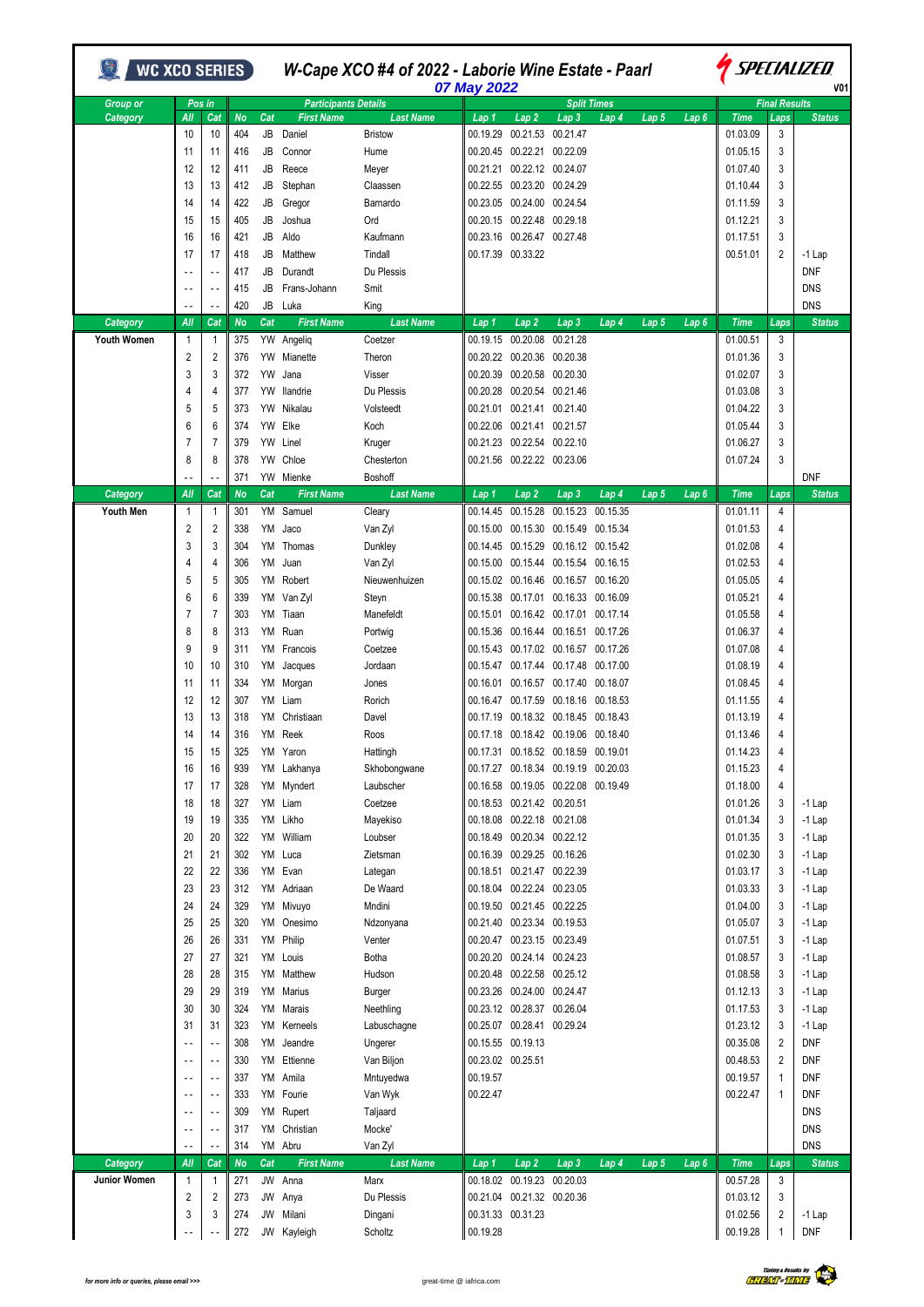# W-Cape XCO #4 of 2022 - Laborie Wine Estate - Paarl

## 07 May 2022

V01

| Group or Category | Pos in All | Pos in Cat | No | Cat | First Name | Last Name | Lap 1 | Lap 2 | Lap 3 | Lap 4 | Lap 5 | Lap 6 | Time | Laps | Status |
|---|---|---|---|---|---|---|---|---|---|---|---|---|---|---|---|
| | 10 | 10 | 404 | JB | Daniel | Bristow | 00.19.29 | 00.21.53 | 00.21.47 | | | | 01.03.09 | 3 | |
| | 11 | 11 | 416 | JB | Connor | Hume | 00.20.45 | 00.22.21 | 00.22.09 | | | | 01.05.15 | 3 | |
| | 12 | 12 | 411 | JB | Reece | Meyer | 00.21.21 | 00.22.12 | 00.24.07 | | | | 01.07.40 | 3 | |
| | 13 | 13 | 412 | JB | Stephan | Claassen | 00.22.55 | 00.23.20 | 00.24.29 | | | | 01.10.44 | 3 | |
| | 14 | 14 | 422 | JB | Gregor | Barnardo | 00.23.05 | 00.24.00 | 00.24.54 | | | | 01.11.59 | 3 | |
| | 15 | 15 | 405 | JB | Joshua | Ord | 00.20.15 | 00.22.48 | 00.29.18 | | | | 01.12.21 | 3 | |
| | 16 | 16 | 421 | JB | Aldo | Kaufmann | 00.23.16 | 00.26.47 | 00.27.48 | | | | 01.17.51 | 3 | |
| | 17 | 17 | 418 | JB | Matthew | Tindall | 00.17.39 | 00.33.22 | | | | | 00.51.01 | 2 | -1 Lap |
| | -- | -- | 417 | JB | Durandt | Du Plessis | | | | | | | | | DNF |
| | -- | -- | 415 | JB | Frans-Johann | Smit | | | | | | | | | DNS |
| | -- | -- | 420 | JB | Luka | King | | | | | | | | | DNS |
| **Category** | **All** | **Cat** | **No** | **Cat** | **First Name** | **Last Name** | **Lap 1** | **Lap 2** | **Lap 3** | **Lap 4** | **Lap 5** | **Lap 6** | **Time** | **Laps** | **Status** |
| Youth Women | 1 | 1 | 375 | YW | Angeliq | Coetzer | 00.19.15 | 00.20.08 | 00.21.28 | | | | 01.00.51 | 3 | |
| | 2 | 2 | 376 | YW | Mianette | Theron | 00.20.22 | 00.20.36 | 00.20.38 | | | | 01.01.36 | 3 | |
| | 3 | 3 | 372 | YW | Jana | Visser | 00.20.39 | 00.20.58 | 00.20.30 | | | | 01.02.07 | 3 | |
| | 4 | 4 | 377 | YW | Ilandrie | Du Plessis | 00.20.28 | 00.20.54 | 00.21.46 | | | | 01.03.08 | 3 | |
| | 5 | 5 | 373 | YW | Nikalau | Volsteedt | 00.21.01 | 00.21.41 | 00.21.40 | | | | 01.04.22 | 3 | |
| | 6 | 6 | 374 | YW | Elke | Koch | 00.22.06 | 00.21.41 | 00.21.57 | | | | 01.05.44 | 3 | |
| | 7 | 7 | 379 | YW | Linel | Kruger | 00.21.23 | 00.22.54 | 00.22.10 | | | | 01.06.27 | 3 | |
| | 8 | 8 | 378 | YW | Chloe | Chesterton | 00.21.56 | 00.22.22 | 00.23.06 | | | | 01.07.24 | 3 | |
| | -- | -- | 371 | YW | Mienke | Boshoff | | | | | | | | | DNF |
| **Category** | **All** | **Cat** | **No** | **Cat** | **First Name** | **Last Name** | **Lap 1** | **Lap 2** | **Lap 3** | **Lap 4** | **Lap 5** | **Lap 6** | **Time** | **Laps** | **Status** |
| Youth Men | 1 | 1 | 301 | YM | Samuel | Cleary | 00.14.45 | 00.15.28 | 00.15.23 | 00.15.35 | | | 01.01.11 | 4 | |
| | 2 | 2 | 338 | YM | Jaco | Van Zyl | 00.15.00 | 00.15.30 | 00.15.49 | 00.15.34 | | | 01.01.53 | 4 | |
| | 3 | 3 | 304 | YM | Thomas | Dunkley | 00.14.45 | 00.15.29 | 00.16.12 | 00.15.42 | | | 01.02.08 | 4 | |
| | 4 | 4 | 306 | YM | Juan | Van Zyl | 00.15.00 | 00.15.44 | 00.15.54 | 00.16.15 | | | 01.02.53 | 4 | |
| | 5 | 5 | 305 | YM | Robert | Nieuwenhuizen | 00.15.02 | 00.16.46 | 00.16.57 | 00.16.20 | | | 01.05.05 | 4 | |
| | 6 | 6 | 339 | YM | Van Zyl | Steyn | 00.15.38 | 00.17.01 | 00.16.33 | 00.16.09 | | | 01.05.21 | 4 | |
| | 7 | 7 | 303 | YM | Tiaan | Manefeldt | 00.15.01 | 00.16.42 | 00.17.01 | 00.17.14 | | | 01.05.58 | 4 | |
| | 8 | 8 | 313 | YM | Ruan | Portwig | 00.15.36 | 00.16.44 | 00.16.51 | 00.17.26 | | | 01.06.37 | 4 | |
| | 9 | 9 | 311 | YM | Francois | Coetzee | 00.15.43 | 00.17.02 | 00.16.57 | 00.17.26 | | | 01.07.08 | 4 | |
| | 10 | 10 | 310 | YM | Jacques | Jordaan | 00.15.47 | 00.17.44 | 00.17.48 | 00.17.00 | | | 01.08.19 | 4 | |
| | 11 | 11 | 334 | YM | Morgan | Jones | 00.16.01 | 00.16.57 | 00.17.40 | 00.18.07 | | | 01.08.45 | 4 | |
| | 12 | 12 | 307 | YM | Liam | Rorich | 00.16.47 | 00.17.59 | 00.18.16 | 00.18.53 | | | 01.11.55 | 4 | |
| | 13 | 13 | 318 | YM | Christiaan | Davel | 00.17.19 | 00.18.32 | 00.18.45 | 00.18.43 | | | 01.13.19 | 4 | |
| | 14 | 14 | 316 | YM | Reek | Roos | 00.17.18 | 00.18.42 | 00.19.06 | 00.18.40 | | | 01.13.46 | 4 | |
| | 15 | 15 | 325 | YM | Yaron | Hattingh | 00.17.31 | 00.18.52 | 00.18.59 | 00.19.01 | | | 01.14.23 | 4 | |
| | 16 | 16 | 939 | YM | Lakhanya | Skhobongwane | 00.17.27 | 00.18.34 | 00.19.19 | 00.20.03 | | | 01.15.23 | 4 | |
| | 17 | 17 | 328 | YM | Myndert | Laubscher | 00.16.58 | 00.19.05 | 00.22.08 | 00.19.49 | | | 01.18.00 | 4 | |
| | 18 | 18 | 327 | YM | Liam | Coetzee | 00.18.53 | 00.21.42 | 00.20.51 | | | | 01.01.26 | 3 | -1 Lap |
| | 19 | 19 | 335 | YM | Likho | Mayekiso | 00.18.08 | 00.22.18 | 00.21.08 | | | | 01.01.34 | 3 | -1 Lap |
| | 20 | 20 | 322 | YM | William | Loubser | 00.18.49 | 00.20.34 | 00.22.12 | | | | 01.01.35 | 3 | -1 Lap |
| | 21 | 21 | 302 | YM | Luca | Zietsman | 00.16.39 | 00.29.25 | 00.16.26 | | | | 01.02.30 | 3 | -1 Lap |
| | 22 | 22 | 336 | YM | Evan | Lategan | 00.18.51 | 00.21.47 | 00.22.39 | | | | 01.03.17 | 3 | -1 Lap |
| | 23 | 23 | 312 | YM | Adriaan | De Waard | 00.18.04 | 00.22.24 | 00.23.05 | | | | 01.03.33 | 3 | -1 Lap |
| | 24 | 24 | 329 | YM | Mivuyo | Mndini | 00.19.50 | 00.21.45 | 00.22.25 | | | | 01.04.00 | 3 | -1 Lap |
| | 25 | 25 | 320 | YM | Onesimo | Ndzonyana | 00.21.40 | 00.23.34 | 00.19.53 | | | | 01.05.07 | 3 | -1 Lap |
| | 26 | 26 | 331 | YM | Philip | Venter | 00.20.47 | 00.23.15 | 00.23.49 | | | | 01.07.51 | 3 | -1 Lap |
| | 27 | 27 | 321 | YM | Louis | Botha | 00.20.20 | 00.24.14 | 00.24.23 | | | | 01.08.57 | 3 | -1 Lap |
| | 28 | 28 | 315 | YM | Matthew | Hudson | 00.20.48 | 00.22.58 | 00.25.12 | | | | 01.08.58 | 3 | -1 Lap |
| | 29 | 29 | 319 | YM | Marius | Burger | 00.23.26 | 00.24.00 | 00.24.47 | | | | 01.12.13 | 3 | -1 Lap |
| | 30 | 30 | 324 | YM | Marais | Neethling | 00.23.12 | 00.28.37 | 00.26.04 | | | | 01.17.53 | 3 | -1 Lap |
| | 31 | 31 | 323 | YM | Kerneels | Labuschagne | 00.25.07 | 00.28.41 | 00.29.24 | | | | 01.23.12 | 3 | -1 Lap |
| | -- | -- | 308 | YM | Jeandre | Ungerer | 00.15.55 | 00.19.13 | | | | | 00.35.08 | 2 | DNF |
| | -- | -- | 330 | YM | Ettienne | Van Biljon | 00.23.02 | 00.25.51 | | | | | 00.48.53 | 2 | DNF |
| | -- | -- | 337 | YM | Amila | Mntuyedwa | 00.19.57 | | | | | | 00.19.57 | 1 | DNF |
| | -- | -- | 333 | YM | Fourie | Van Wyk | 00.22.47 | | | | | | 00.22.47 | 1 | DNF |
| | -- | -- | 309 | YM | Rupert | Taljaard | | | | | | | | | DNS |
| | -- | -- | 317 | YM | Christian | Mocke' | | | | | | | | | DNS |
| | -- | -- | 314 | YM | Abru | Van Zyl | | | | | | | | | DNS |
| **Category** | **All** | **Cat** | **No** | **Cat** | **First Name** | **Last Name** | **Lap 1** | **Lap 2** | **Lap 3** | **Lap 4** | **Lap 5** | **Lap 6** | **Time** | **Laps** | **Status** |
| Junior Women | 1 | 1 | 271 | JW | Anna | Marx | 00.18.02 | 00.19.23 | 00.20.03 | | | | 00.57.28 | 3 | |
| | 2 | 2 | 273 | JW | Anya | Du Plessis | 00.21.04 | 00.21.32 | 00.20.36 | | | | 01.03.12 | 3 | |
| | 3 | 3 | 274 | JW | Milani | Dingani | 00.31.33 | 00.31.23 | | | | | 01.02.56 | 2 | -1 Lap |
| | -- | -- | 272 | JW | Kayleigh | Scholtz | 00.19.28 | | | | | | 00.19.28 | 1 | DNF |

for more info or queries, please email >>> great-time @ iafrica.com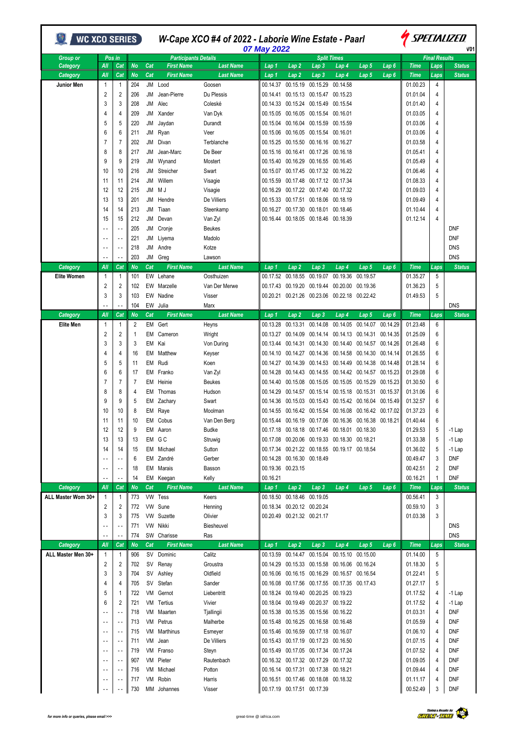# W-Cape XCO #4 of 2022 - Laborie Wine Estate - Paarl

**07 May 2022**

WC XCO SERIES — SPECIALIZED — V01

| Group or Category | Pos in All | Pos in Cat | No | Cat | First Name | Last Name | Lap 1 | Lap 2 | Lap 3 | Lap 4 | Lap 5 | Lap 6 | Time | Laps | Status |
|---|---|---|---|---|---|---|---|---|---|---|---|---|---|---|---|
| **Category** | **All** | **Cat** | **No** | **Cat** | **First Name** | **Last Name** | **Lap 1** | **Lap 2** | **Lap 3** | **Lap 4** | **Lap 5** | **Lap 6** | **Time** | **Laps** | **Status** |
| Junior Men | 1 | 1 | 204 | JM | Lood | Goosen | 00.14.37 | 00.15.19 | 00.15.29 | 00.14.58 | | | 01.00.23 | 4 | |
| | 2 | 2 | 206 | JM | Jean-Pierre | Du Plessis | 00.14.41 | 00.15.13 | 00.15.47 | 00.15.23 | | | 01.01.04 | 4 | |
| | 3 | 3 | 208 | JM | Alec | Coleské | 00.14.33 | 00.15.24 | 00.15.49 | 00.15.54 | | | 01.01.40 | 4 | |
| | 4 | 4 | 209 | JM | Xander | Van Dyk | 00.15.05 | 00.16.05 | 00.15.54 | 00.16.01 | | | 01.03.05 | 4 | |
| | 5 | 5 | 220 | JM | Jaydan | Durandt | 00.15.04 | 00.16.04 | 00.15.59 | 00.15.59 | | | 01.03.06 | 4 | |
| | 6 | 6 | 211 | JM | Ryan | Veer | 00.15.06 | 00.16.05 | 00.15.54 | 00.16.01 | | | 01.03.06 | 4 | |
| | 7 | 7 | 202 | JM | Divan | Terblanche | 00.15.25 | 00.15.50 | 00.16.16 | 00.16.27 | | | 01.03.58 | 4 | |
| | 8 | 8 | 217 | JM | Jean-Marc | De Beer | 00.15.16 | 00.16.41 | 00.17.26 | 00.16.18 | | | 01.05.41 | 4 | |
| | 9 | 9 | 219 | JM | Wynand | Mostert | 00.15.40 | 00.16.29 | 00.16.55 | 00.16.45 | | | 01.05.49 | 4 | |
| | 10 | 10 | 216 | JM | Streicher | Swart | 00.15.07 | 00.17.45 | 00.17.32 | 00.16.22 | | | 01.06.46 | 4 | |
| | 11 | 11 | 214 | JM | Willem | Visagie | 00.15.59 | 00.17.48 | 00.17.12 | 00.17.34 | | | 01.08.33 | 4 | |
| | 12 | 12 | 215 | JM | M J | Visagie | 00.16.29 | 00.17.22 | 00.17.40 | 00.17.32 | | | 01.09.03 | 4 | |
| | 13 | 13 | 201 | JM | Hendre | De Villiers | 00.15.33 | 00.17.51 | 00.18.06 | 00.18.19 | | | 01.09.49 | 4 | |
| | 14 | 14 | 213 | JM | Tiaan | Steenkamp | 00.16.27 | 00.17.30 | 00.18.01 | 00.18.46 | | | 01.10.44 | 4 | |
| | 15 | 15 | 212 | JM | Devan | Van Zyl | 00.16.44 | 00.18.05 | 00.18.46 | 00.18.39 | | | 01.12.14 | 4 | |
| | -- | -- | 205 | JM | Cronje | Beukes | | | | | | | | | DNF |
| | -- | -- | 221 | JM | Liyema | Madolo | | | | | | | | | DNF |
| | -- | -- | 218 | JM | Andre | Kotze | | | | | | | | | DNS |
| | -- | -- | 203 | JM | Greg | Lawson | | | | | | | | | DNS |
| **Category** | **All** | **Cat** | **No** | **Cat** | **First Name** | **Last Name** | **Lap 1** | **Lap 2** | **Lap 3** | **Lap 4** | **Lap 5** | **Lap 6** | **Time** | **Laps** | **Status** |
| Elite Women | 1 | 1 | 101 | EW | Lehane | Oosthuizen | 00.17.52 | 00.18.55 | 00.19.07 | 00.19.36 | 00.19.57 | | 01.35.27 | 5 | |
| | 2 | 2 | 102 | EW | Marzelle | Van Der Merwe | 00.17.43 | 00.19.20 | 00.19.44 | 00.20.00 | 00.19.36 | | 01.36.23 | 5 | |
| | 3 | 3 | 103 | EW | Nadine | Visser | 00.20.21 | 00.21.26 | 00.23.06 | 00.22.18 | 00.22.42 | | 01.49.53 | 5 | |
| | -- | -- | 104 | EW | Julia | Marx | | | | | | | | | DNS |
| **Category** | **All** | **Cat** | **No** | **Cat** | **First Name** | **Last Name** | **Lap 1** | **Lap 2** | **Lap 3** | **Lap 4** | **Lap 5** | **Lap 6** | **Time** | **Laps** | **Status** |
| Elite Men | 1 | 1 | 2 | EM | Gert | Heyns | 00.13.28 | 00.13.31 | 00.14.08 | 00.14.05 | 00.14.07 | 00.14.29 | 01.23.48 | 6 | |
| | 2 | 2 | 1 | EM | Cameron | Wright | 00.13.27 | 00.14.09 | 00.14.14 | 00.14.13 | 00.14.31 | 00.14.35 | 01.25.09 | 6 | |
| | 3 | 3 | 3 | EM | Kai | Von During | 00.13.44 | 00.14.31 | 00.14.30 | 00.14.40 | 00.14.57 | 00.14.26 | 01.26.48 | 6 | |
| | 4 | 4 | 16 | EM | Matthew | Keyser | 00.14.10 | 00.14.27 | 00.14.36 | 00.14.58 | 00.14.30 | 00.14.14 | 01.26.55 | 6 | |
| | 5 | 5 | 11 | EM | Rudi | Koen | 00.14.27 | 00.14.39 | 00.14.53 | 00.14.49 | 00.14.38 | 00.14.48 | 01.28.14 | 6 | |
| | 6 | 6 | 17 | EM | Franko | Van Zyl | 00.14.28 | 00.14.43 | 00.14.55 | 00.14.42 | 00.14.57 | 00.15.23 | 01.29.08 | 6 | |
| | 7 | 7 | 7 | EM | Heinie | Beukes | 00.14.40 | 00.15.08 | 00.15.05 | 00.15.05 | 00.15.29 | 00.15.23 | 01.30.50 | 6 | |
| | 8 | 8 | 4 | EM | Thomas | Hudson | 00.14.29 | 00.14.57 | 00.15.14 | 00.15.18 | 00.15.31 | 00.15.37 | 01.31.06 | 6 | |
| | 9 | 9 | 5 | EM | Zachary | Swart | 00.14.36 | 00.15.03 | 00.15.43 | 00.15.42 | 00.16.04 | 00.15.49 | 01.32.57 | 6 | |
| | 10 | 10 | 8 | EM | Raye | Moolman | 00.14.55 | 00.16.42 | 00.15.54 | 00.16.08 | 00.16.42 | 00.17.02 | 01.37.23 | 6 | |
| | 11 | 11 | 10 | EM | Cobus | Van Den Berg | 00.15.44 | 00.16.19 | 00.17.06 | 00.16.36 | 00.16.38 | 00.18.21 | 01.40.44 | 6 | |
| | 12 | 12 | 9 | EM | Aaron | Budke | 00.17.18 | 00.18.18 | 00.17.46 | 00.18.01 | 00.18.30 | | 01.29.53 | 5 | -1 Lap |
| | 13 | 13 | 13 | EM | G C | Struwig | 00.17.08 | 00.20.06 | 00.19.33 | 00.18.30 | 00.18.21 | | 01.33.38 | 5 | -1 Lap |
| | 14 | 14 | 15 | EM | Michael | Sutton | 00.17.34 | 00.21.22 | 00.18.55 | 00.19.17 | 00.18.54 | | 01.36.02 | 5 | -1 Lap |
| | -- | -- | 6 | EM | Zandré | Gerber | 00.14.28 | 00.16.30 | 00.18.49 | | | | 00.49.47 | 3 | DNF |
| | -- | -- | 18 | EM | Marais | Basson | 00.19.36 | 00.23.15 | | | | | 00.42.51 | 2 | DNF |
| | -- | -- | 14 | EM | Keegan | Kelly | 00.16.21 | | | | | | 00.16.21 | 1 | DNF |
| **Category** | **All** | **Cat** | **No** | **Cat** | **First Name** | **Last Name** | **Lap 1** | **Lap 2** | **Lap 3** | **Lap 4** | **Lap 5** | **Lap 6** | **Time** | **Laps** | **Status** |
| ALL Master Wom 30+ | 1 | 1 | 773 | VW | Tess | Keers | 00.18.50 | 00.18.46 | 00.19.05 | | | | 00.56.41 | 3 | |
| | 2 | 2 | 772 | VW | Sune | Henning | 00.18.34 | 00.20.12 | 00.20.24 | | | | 00.59.10 | 3 | |
| | 3 | 3 | 775 | VW | Suzette | Olivier | 00.20.49 | 00.21.32 | 00.21.17 | | | | 01.03.38 | 3 | |
| | -- | -- | 771 | VW | Nikki | Biesheuvel | | | | | | | | | DNS |
| | -- | -- | 774 | SW | Charisse | Ras | | | | | | | | | DNS |
| **Category** | **All** | **Cat** | **No** | **Cat** | **First Name** | **Last Name** | **Lap 1** | **Lap 2** | **Lap 3** | **Lap 4** | **Lap 5** | **Lap 6** | **Time** | **Laps** | **Status** |
| ALL Master Men 30+ | 1 | 1 | 906 | SV | Dominic | Calitz | 00.13.59 | 00.14.47 | 00.15.04 | 00.15.10 | 00.15.00 | | 01.14.00 | 5 | |
| | 2 | 2 | 702 | SV | Renay | Groustra | 00.14.29 | 00.15.33 | 00.15.58 | 00.16.06 | 00.16.24 | | 01.18.30 | 5 | |
| | 3 | 3 | 704 | SV | Ashley | Oldfield | 00.16.06 | 00.16.15 | 00.16.29 | 00.16.57 | 00.16.54 | | 01.22.41 | 5 | |
| | 4 | 4 | 705 | SV | Stefan | Sander | 00.16.08 | 00.17.56 | 00.17.55 | 00.17.35 | 00.17.43 | | 01.27.17 | 5 | |
| | 5 | 1 | 722 | VM | Gernot | Liebentritt | 00.18.24 | 00.19.40 | 00.20.25 | 00.19.23 | | | 01.17.52 | 4 | -1 Lap |
| | 6 | 2 | 721 | VM | Tertius | Vivier | 00.18.04 | 00.19.49 | 00.20.37 | 00.19.22 | | | 01.17.52 | 4 | -1 Lap |
| | -- | -- | 718 | VM | Maarten | Tjallingii | 00.15.38 | 00.15.35 | 00.15.56 | 00.16.22 | | | 01.03.31 | 4 | DNF |
| | -- | -- | 713 | VM | Petrus | Malherbe | 00.15.48 | 00.16.25 | 00.16.58 | 00.16.48 | | | 01.05.59 | 4 | DNF |
| | -- | -- | 715 | VM | Marthinus | Esmeyer | 00.15.46 | 00.16.59 | 00.17.18 | 00.16.07 | | | 01.06.10 | 4 | DNF |
| | -- | -- | 711 | VM | Jean | De Villiers | 00.15.43 | 00.17.19 | 00.17.23 | 00.16.50 | | | 01.07.15 | 4 | DNF |
| | -- | -- | 719 | VM | Franso | Steyn | 00.15.49 | 00.17.05 | 00.17.34 | 00.17.24 | | | 01.07.52 | 4 | DNF |
| | -- | -- | 907 | VM | Pieter | Rautenbach | 00.16.32 | 00.17.32 | 00.17.29 | 00.17.32 | | | 01.09.05 | 4 | DNF |
| | -- | -- | 716 | VM | Michael | Potton | 00.16.14 | 00.17.31 | 00.17.38 | 00.18.21 | | | 01.09.44 | 4 | DNF |
| | -- | -- | 717 | VM | Robin | Harris | 00.16.51 | 00.17.46 | 00.18.08 | 00.18.32 | | | 01.11.17 | 4 | DNF |
| | -- | -- | 730 | MM | Johannes | Visser | 00.17.19 | 00.17.51 | 00.17.39 | | | | 00.52.49 | 3 | DNF |

for more info or queries, please email >>> great-time @ iafrica.com

Timing & Results by GREAT-TIME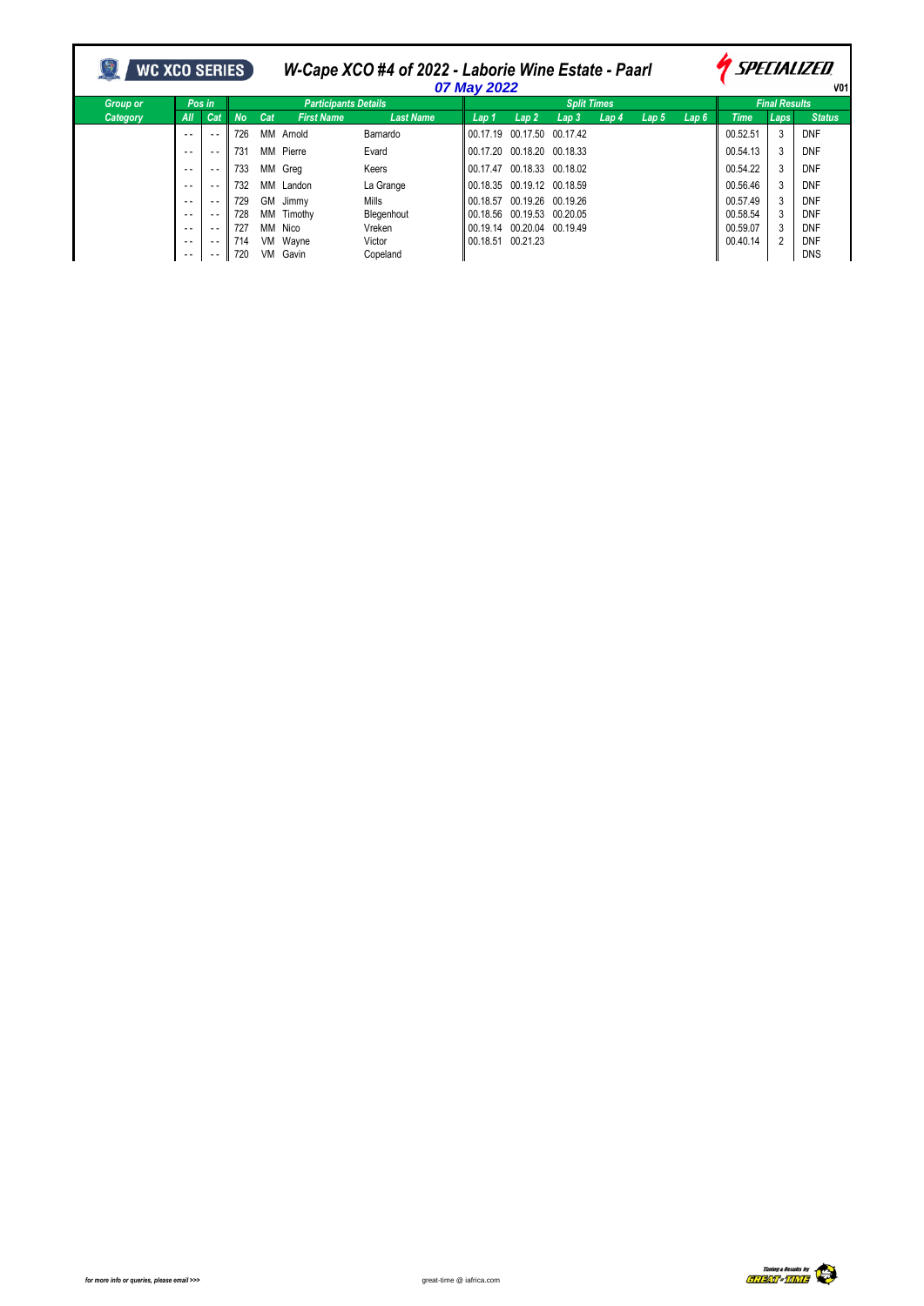WC XCO SERIES

# W-Cape XCO #4 of 2022 - Laborie Wine Estate - Paarl

**07 May 2022**

V01

| Group or Category | Pos in | | Participants Details | | | | Split Times | | | | | | Final Results | | |
|---|---|---|---|---|---|---|---|---|---|---|---|---|---|---|---|
| | All | Cat | No | Cat | First Name | Last Name | Lap 1 | Lap 2 | Lap 3 | Lap 4 | Lap 5 | Lap 6 | Time | Laps | Status |
| | - - | - - | 726 | MM | Arnold | Barnardo | 00.17.19 | 00.17.50 | 00.17.42 | | | | 00.52.51 | 3 | DNF |
| | - - | - - | 731 | MM | Pierre | Evard | 00.17.20 | 00.18.20 | 00.18.33 | | | | 00.54.13 | 3 | DNF |
| | - - | - - | 733 | MM | Greg | Keers | 00.17.47 | 00.18.33 | 00.18.02 | | | | 00.54.22 | 3 | DNF |
| | - - | - - | 732 | MM | Landon | La Grange | 00.18.35 | 00.19.12 | 00.18.59 | | | | 00.56.46 | 3 | DNF |
| | - - | - - | 729 | GM | Jimmy | Mills | 00.18.57 | 00.19.26 | 00.19.26 | | | | 00.57.49 | 3 | DNF |
| | - - | - - | 728 | MM | Timothy | Blegenhout | 00.18.56 | 00.19.53 | 00.20.05 | | | | 00.58.54 | 3 | DNF |
| | - - | - - | 727 | MM | Nico | Vreken | 00.19.14 | 00.20.04 | 00.19.49 | | | | 00.59.07 | 3 | DNF |
| | - - | - - | 714 | VM | Wayne | Victor | 00.18.51 | 00.21.23 | | | | | 00.40.14 | 2 | DNF |
| | - - | - - | 720 | VM | Gavin | Copeland | | | | | | | | | DNS |

for more info or queries, please email >>> great-time @ iafrica.com

Timing & Results by GREAT-TIME